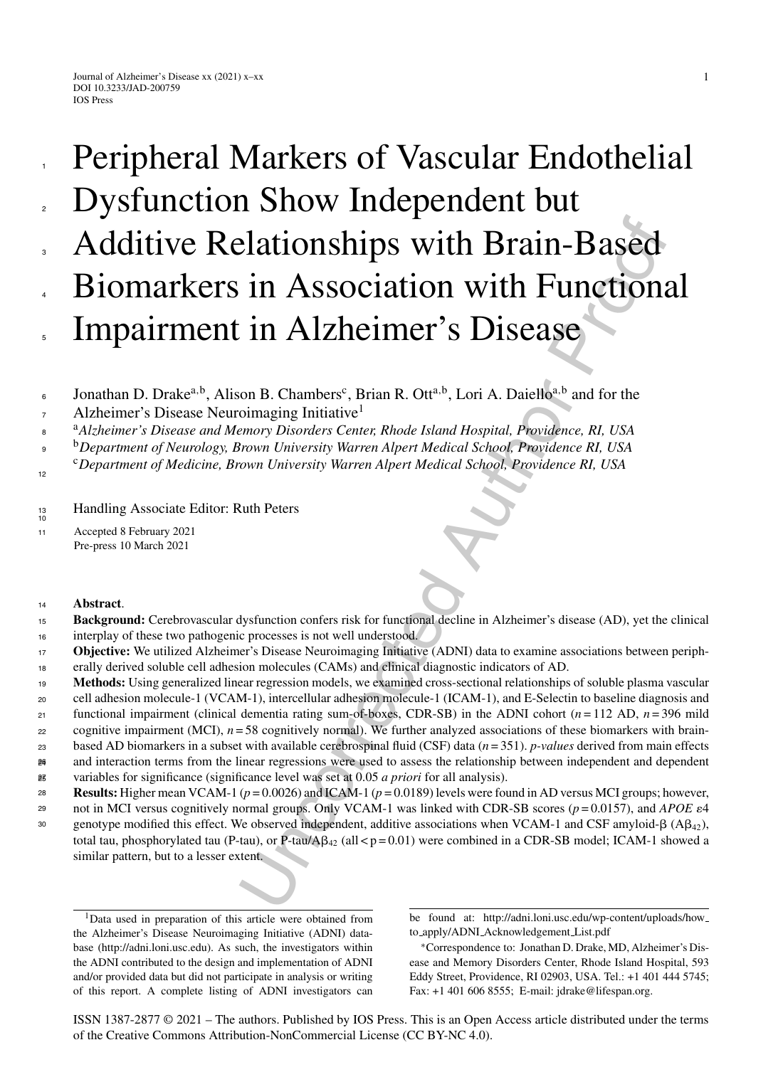# Peripheral Markers of Vascular Endothelial Dysfunction Show Independent but Additive Relationships with Brain-Based Biomarkers in Association with Functional Impairment in Alzheimer's Disease

Jonathan D. Drake[a,b], Alison B. Chambers[c], Brian R. Ott[a,b], Lori A. Daiello[a,b] and for the Alzheimer's Disease Neuroimaging Initiative[1]

[a]*Alzheimer's Disease and Memory Disorders Center, Rhode Island Hospital, Providence, RI, USA*
[b]*Department of Neurology, Brown University Warren Alpert Medical School, Providence RI, USA*
[c]*Department of Medicine, Brown University Warren Alpert Medical School, Providence RI, USA*

Handling Associate Editor: Ruth Peters

Accepted 8 February 2021
Pre-press 10 March 2021

**Abstract**.

**Background:** Cerebrovascular dysfunction confers risk for functional decline in Alzheimer's disease (AD), yet the clinical interplay of these two pathogenic processes is not well understood.

**Objective:** We utilized Alzheimer's Disease Neuroimaging Initiative (ADNI) data to examine associations between peripherally derived soluble cell adhesion molecules (CAMs) and clinical diagnostic indicators of AD.

**Methods:** Using generalized linear regression models, we examined cross-sectional relationships of soluble plasma vascular cell adhesion molecule-1 (VCAM-1), intercellular adhesion molecule-1 (ICAM-1), and E-Selectin to baseline diagnosis and functional impairment (clinical dementia rating sum-of-boxes, CDR-SB) in the ADNI cohort ($n = 112$ AD, $n = 396$ mild cognitive impairment (MCI), $n = 58$ cognitively normal). We further analyzed associations of these biomarkers with brain-based AD biomarkers in a subset with available cerebrospinal fluid (CSF) data ($n = 351$). *p-values* derived from main effects and interaction terms from the linear regressions were used to assess the relationship between independent and dependent variables for significance (significance level was set at 0.05 *a priori* for all analysis).

**Results:** Higher mean VCAM-1 ($p = 0.0026$) and ICAM-1 ($p = 0.0189$) levels were found in AD versus MCI groups; however, not in MCI versus cognitively normal groups. Only VCAM-1 was linked with CDR-SB scores ($p = 0.0157$), and *APOE* $\varepsilon 4$ genotype modified this effect. We observed independent, additive associations when VCAM-1 and CSF amyloid-β ($A\beta_{42}$), total tau, phosphorylated tau (P-tau), or P-tau/$A\beta_{42}$ (all $< p = 0.01$) were combined in a CDR-SB model; ICAM-1 showed a similar pattern, but to a lesser extent.

---

[1]Data used in preparation of this article were obtained from the Alzheimer's Disease Neuroimaging Initiative (ADNI) database (http://adni.loni.usc.edu). As such, the investigators within the ADNI contributed to the design and implementation of ADNI and/or provided data but did not participate in analysis or writing of this report. A complete listing of ADNI investigators can be found at: http://adni.loni.usc.edu/wp-content/uploads/how_to_apply/ADNI_Acknowledgement_List.pdf

*Correspondence to: Jonathan D. Drake, MD, Alzheimer's Disease and Memory Disorders Center, Rhode Island Hospital, 593 Eddy Street, Providence, RI 02903, USA. Tel.: +1 401 444 5745; Fax: +1 401 606 8555; E-mail: jdrake@lifespan.org.

ISSN 1387-2877 © 2021 – The authors. Published by IOS Press. This is an Open Access article distributed under the terms of the Creative Commons Attribution-NonCommercial License (CC BY-NC 4.0).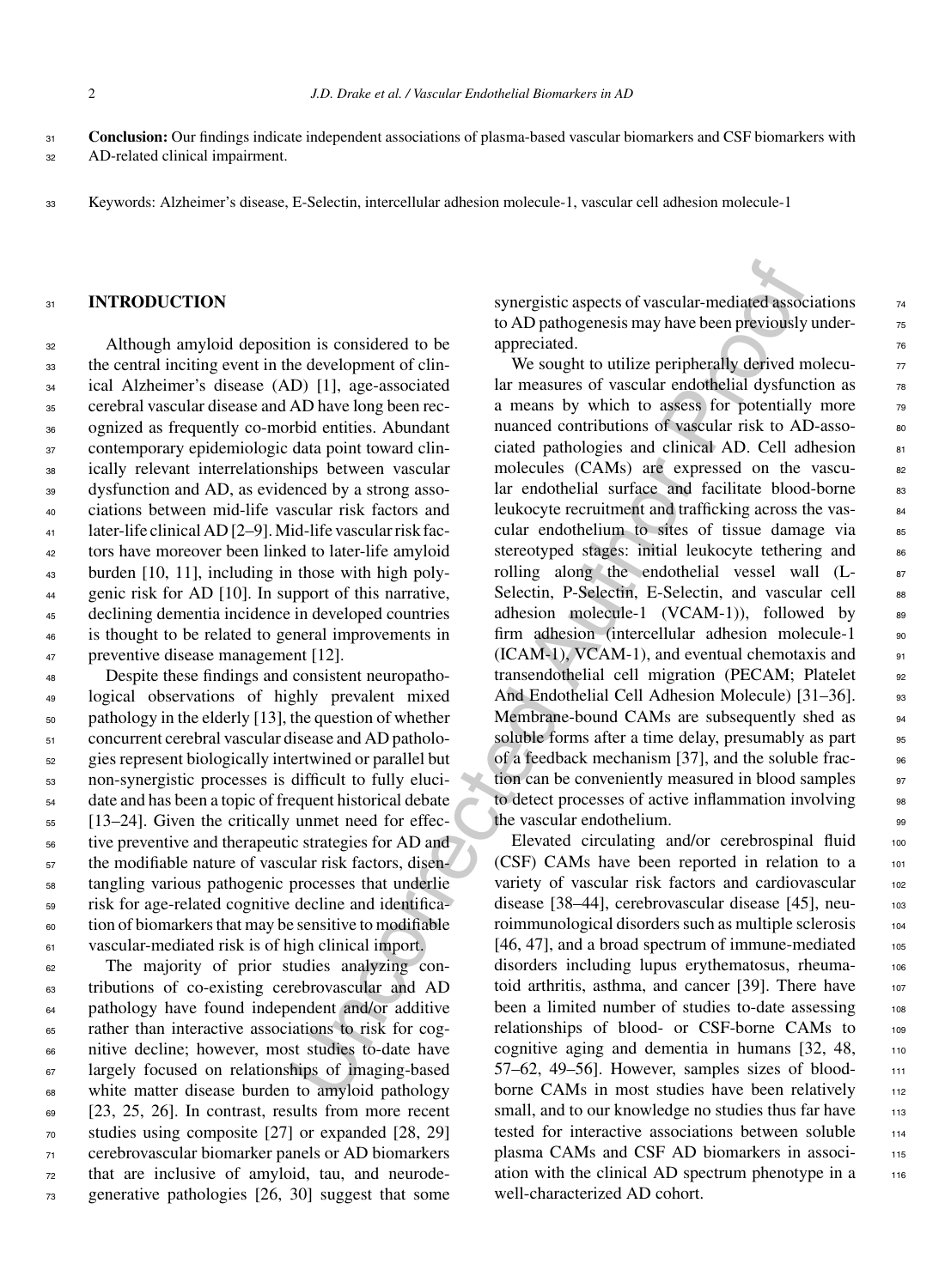**Conclusion:** Our findings indicate independent associations of plasma-based vascular biomarkers and CSF biomarkers with AD-related clinical impairment.

Keywords: Alzheimer's disease, E-Selectin, intercellular adhesion molecule-1, vascular cell adhesion molecule-1

## INTRODUCTION

Although amyloid deposition is considered to be the central inciting event in the development of clinical Alzheimer's disease (AD) [1], age-associated cerebral vascular disease and AD have long been recognized as frequently co-morbid entities. Abundant contemporary epidemiologic data point toward clinically relevant interrelationships between vascular dysfunction and AD, as evidenced by a strong associations between mid-life vascular risk factors and later-life clinical AD [2–9]. Mid-life vascular risk factors have moreover been linked to later-life amyloid burden [10, 11], including in those with high polygenic risk for AD [10]. In support of this narrative, declining dementia incidence in developed countries is thought to be related to general improvements in preventive disease management [12].

Despite these findings and consistent neuropathological observations of highly prevalent mixed pathology in the elderly [13], the question of whether concurrent cerebral vascular disease and AD pathologies represent biologically intertwined or parallel but non-synergistic processes is difficult to fully elucidate and has been a topic of frequent historical debate [13–24]. Given the critically unmet need for effective preventive and therapeutic strategies for AD and the modifiable nature of vascular risk factors, disentangling various pathogenic processes that underlie risk for age-related cognitive decline and identification of biomarkers that may be sensitive to modifiable vascular-mediated risk is of high clinical import.

The majority of prior studies analyzing contributions of co-existing cerebrovascular and AD pathology have found independent and/or additive rather than interactive associations to risk for cognitive decline; however, most studies to-date have largely focused on relationships of imaging-based white matter disease burden to amyloid pathology [23, 25, 26]. In contrast, results from more recent studies using composite [27] or expanded [28, 29] cerebrovascular biomarker panels or AD biomarkers that are inclusive of amyloid, tau, and neurodegenerative pathologies [26, 30] suggest that some synergistic aspects of vascular-mediated associations to AD pathogenesis may have been previously underappreciated.

We sought to utilize peripherally derived molecular measures of vascular endothelial dysfunction as a means by which to assess for potentially more nuanced contributions of vascular risk to AD-associated pathologies and clinical AD. Cell adhesion molecules (CAMs) are expressed on the vascular endothelial surface and facilitate blood-borne leukocyte recruitment and trafficking across the vascular endothelium to sites of tissue damage via stereotyped stages: initial leukocyte tethering and rolling along the endothelial vessel wall (L-Selectin, P-Selectin, E-Selectin, and vascular cell adhesion molecule-1 (VCAM-1)), followed by firm adhesion (intercellular adhesion molecule-1 (ICAM-1), VCAM-1), and eventual chemotaxis and transendothelial cell migration (PECAM; Platelet And Endothelial Cell Adhesion Molecule) [31–36]. Membrane-bound CAMs are subsequently shed as soluble forms after a time delay, presumably as part of a feedback mechanism [37], and the soluble fraction can be conveniently measured in blood samples to detect processes of active inflammation involving the vascular endothelium.

Elevated circulating and/or cerebrospinal fluid (CSF) CAMs have been reported in relation to a variety of vascular risk factors and cardiovascular disease [38–44], cerebrovascular disease [45], neuroimmunological disorders such as multiple sclerosis [46, 47], and a broad spectrum of immune-mediated disorders including lupus erythematosus, rheumatoid arthritis, asthma, and cancer [39]. There have been a limited number of studies to-date assessing relationships of blood- or CSF-borne CAMs to cognitive aging and dementia in humans [32, 48, 57–62, 49–56]. However, samples sizes of blood-borne CAMs in most studies have been relatively small, and to our knowledge no studies thus far have tested for interactive associations between soluble plasma CAMs and CSF AD biomarkers in association with the clinical AD spectrum phenotype in a well-characterized AD cohort.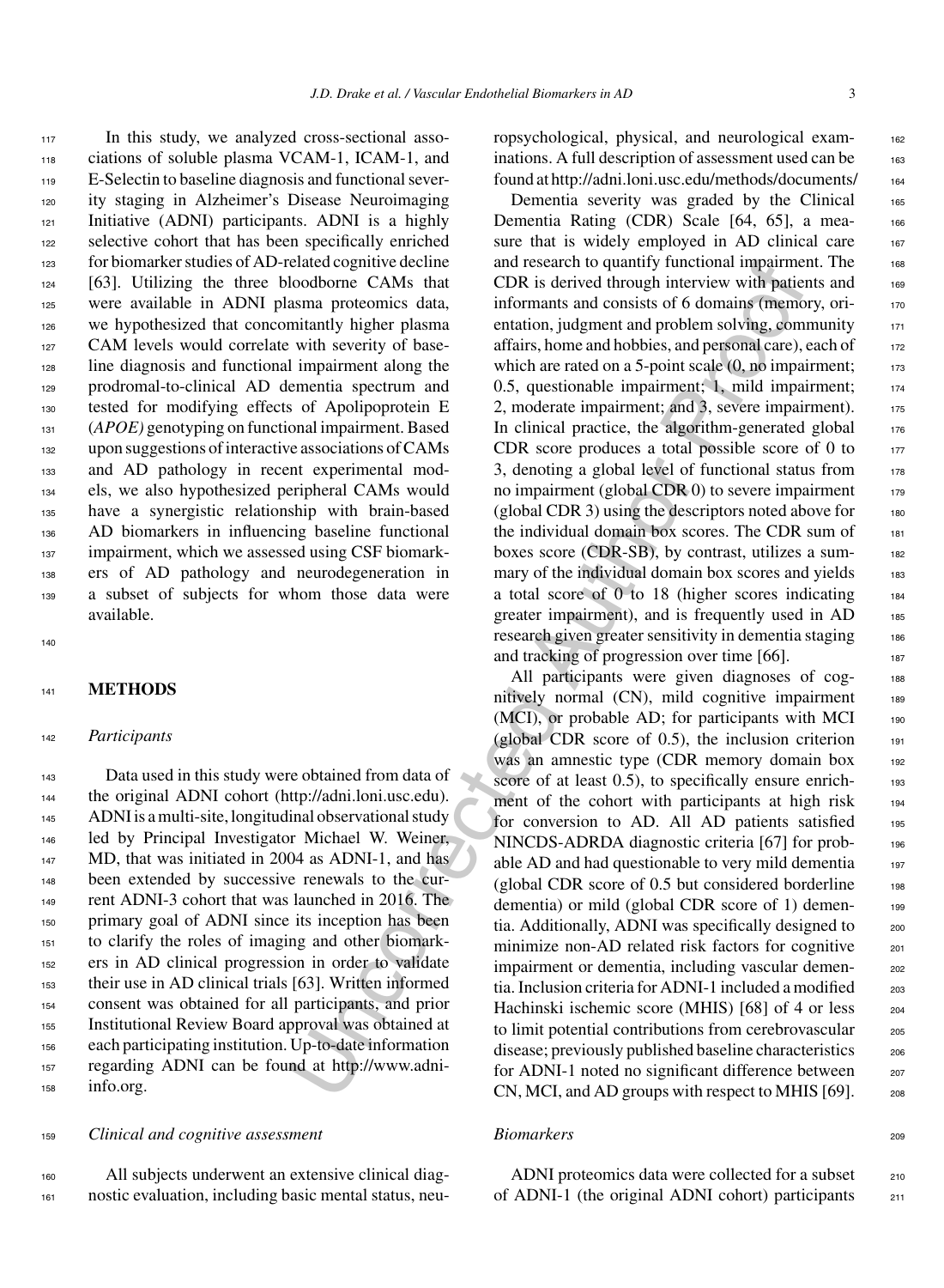In this study, we analyzed cross-sectional associations of soluble plasma VCAM-1, ICAM-1, and E-Selectin to baseline diagnosis and functional severity staging in Alzheimer's Disease Neuroimaging Initiative (ADNI) participants. ADNI is a highly selective cohort that has been specifically enriched for biomarker studies of AD-related cognitive decline [63]. Utilizing the three bloodborne CAMs that were available in ADNI plasma proteomics data, we hypothesized that concomitantly higher plasma CAM levels would correlate with severity of baseline diagnosis and functional impairment along the prodromal-to-clinical AD dementia spectrum and tested for modifying effects of Apolipoprotein E (*APOE*) genotyping on functional impairment. Based upon suggestions of interactive associations of CAMs and AD pathology in recent experimental models, we also hypothesized peripheral CAMs would have a synergistic relationship with brain-based AD biomarkers in influencing baseline functional impairment, which we assessed using CSF biomarkers of AD pathology and neurodegeneration in a subset of subjects for whom those data were available.

## METHODS

### *Participants*

Data used in this study were obtained from data of the original ADNI cohort (http://adni.loni.usc.edu). ADNI is a multi-site, longitudinal observational study led by Principal Investigator Michael W. Weiner, MD, that was initiated in 2004 as ADNI-1, and has been extended by successive renewals to the current ADNI-3 cohort that was launched in 2016. The primary goal of ADNI since its inception has been to clarify the roles of imaging and other biomarkers in AD clinical progression in order to validate their use in AD clinical trials [63]. Written informed consent was obtained for all participants, and prior Institutional Review Board approval was obtained at each participating institution. Up-to-date information regarding ADNI can be found at http://www.adni-info.org.

### *Clinical and cognitive assessment*

All subjects underwent an extensive clinical diagnostic evaluation, including basic mental status, neuropsychological, physical, and neurological examinations. A full description of assessment used can be found at http://adni.loni.usc.edu/methods/documents/

Dementia severity was graded by the Clinical Dementia Rating (CDR) Scale [64, 65], a measure that is widely employed in AD clinical care and research to quantify functional impairment. The CDR is derived through interview with patients and informants and consists of 6 domains (memory, orientation, judgment and problem solving, community affairs, home and hobbies, and personal care), each of which are rated on a 5-point scale (0, no impairment; 0.5, questionable impairment; 1, mild impairment; 2, moderate impairment; and 3, severe impairment). In clinical practice, the algorithm-generated global CDR score produces a total possible score of 0 to 3, denoting a global level of functional status from no impairment (global CDR 0) to severe impairment (global CDR 3) using the descriptors noted above for the individual domain box scores. The CDR sum of boxes score (CDR-SB), by contrast, utilizes a summary of the individual domain box scores and yields a total score of 0 to 18 (higher scores indicating greater impairment), and is frequently used in AD research given greater sensitivity in dementia staging and tracking of progression over time [66].

All participants were given diagnoses of cognitively normal (CN), mild cognitive impairment (MCI), or probable AD; for participants with MCI (global CDR score of 0.5), the inclusion criterion was an amnestic type (CDR memory domain box score of at least 0.5), to specifically ensure enrichment of the cohort with participants at high risk for conversion to AD. All AD patients satisfied NINCDS-ADRDA diagnostic criteria [67] for probable AD and had questionable to very mild dementia (global CDR score of 0.5 but considered borderline dementia) or mild (global CDR score of 1) dementia. Additionally, ADNI was specifically designed to minimize non-AD related risk factors for cognitive impairment or dementia, including vascular dementia. Inclusion criteria for ADNI-1 included a modified Hachinski ischemic score (MHIS) [68] of 4 or less to limit potential contributions from cerebrovascular disease; previously published baseline characteristics for ADNI-1 noted no significant difference between CN, MCI, and AD groups with respect to MHIS [69].

### *Biomarkers*

ADNI proteomics data were collected for a subset of ADNI-1 (the original ADNI cohort) participants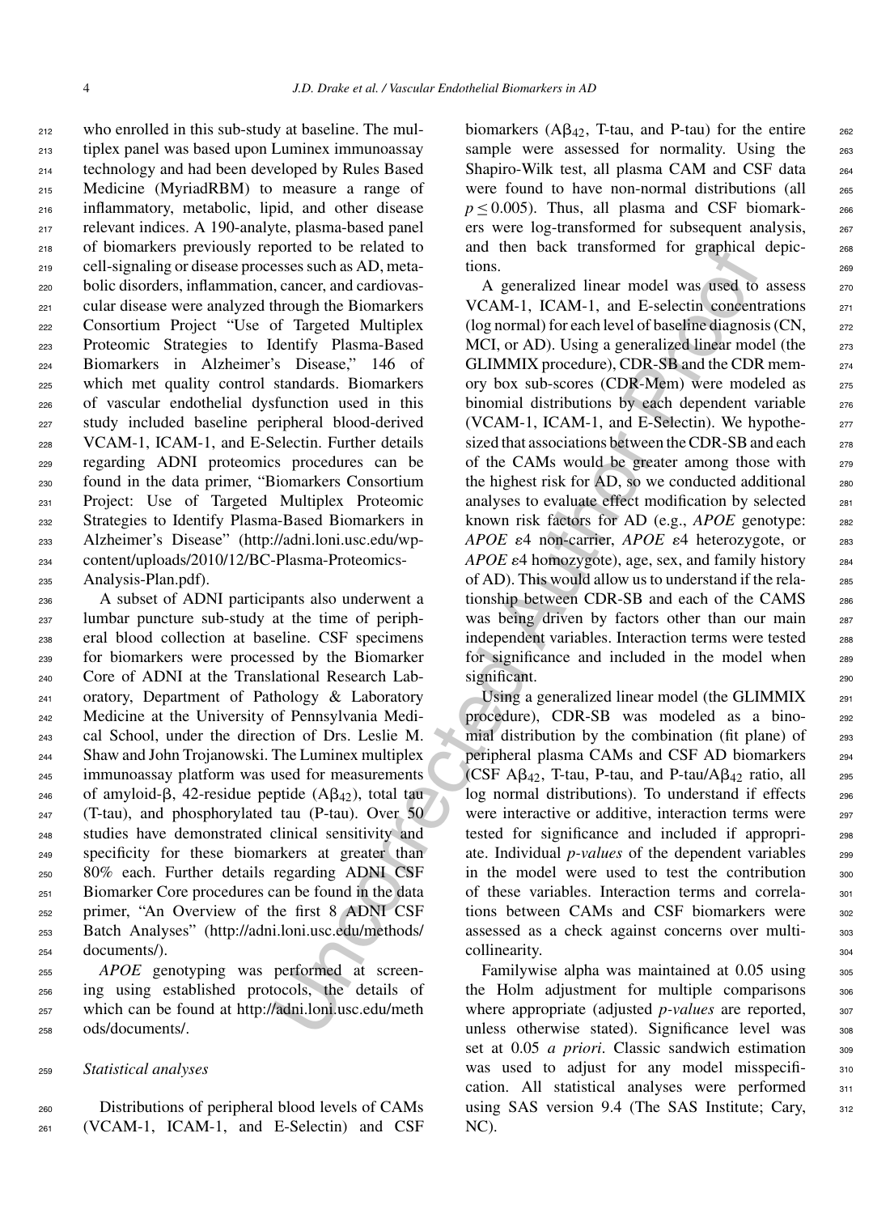who enrolled in this sub-study at baseline. The multiplex panel was based upon Luminex immunoassay technology and had been developed by Rules Based Medicine (MyriadRBM) to measure a range of inflammatory, metabolic, lipid, and other disease relevant indices. A 190-analyte, plasma-based panel of biomarkers previously reported to be related to cell-signaling or disease processes such as AD, metabolic disorders, inflammation, cancer, and cardiovascular disease were analyzed through the Biomarkers Consortium Project "Use of Targeted Multiplex Proteomic Strategies to Identify Plasma-Based Biomarkers in Alzheimer's Disease," 146 of which met quality control standards. Biomarkers of vascular endothelial dysfunction used in this study included baseline peripheral blood-derived VCAM-1, ICAM-1, and E-Selectin. Further details regarding ADNI proteomics procedures can be found in the data primer, "Biomarkers Consortium Project: Use of Targeted Multiplex Proteomic Strategies to Identify Plasma-Based Biomarkers in Alzheimer's Disease" (http://adni.loni.usc.edu/wp-content/uploads/2010/12/BC-Plasma-Proteomics-Analysis-Plan.pdf).

A subset of ADNI participants also underwent a lumbar puncture sub-study at the time of peripheral blood collection at baseline. CSF specimens for biomarkers were processed by the Biomarker Core of ADNI at the Translational Research Laboratory, Department of Pathology & Laboratory Medicine at the University of Pennsylvania Medical School, under the direction of Drs. Leslie M. Shaw and John Trojanowski. The Luminex multiplex immunoassay platform was used for measurements of amyloid-β, 42-residue peptide ($A\beta_{42}$), total tau (T-tau), and phosphorylated tau (P-tau). Over 50 studies have demonstrated clinical sensitivity and specificity for these biomarkers at greater than 80% each. Further details regarding ADNI CSF Biomarker Core procedures can be found in the data primer, "An Overview of the first 8 ADNI CSF Batch Analyses" (http://adni.loni.usc.edu/methods/documents/).

*APOE* genotyping was performed at screening using established protocols, the details of which can be found at http://adni.loni.usc.edu/methods/documents/.

### Statistical analyses

Distributions of peripheral blood levels of CAMs (VCAM-1, ICAM-1, and E-Selectin) and CSF biomarkers ($A\beta_{42}$, T-tau, and P-tau) for the entire sample were assessed for normality. Using the Shapiro-Wilk test, all plasma CAM and CSF data were found to have non-normal distributions (all $p \leq 0.005$). Thus, all plasma and CSF biomarkers were log-transformed for subsequent analysis, and then back transformed for graphical depictions.

A generalized linear model was used to assess VCAM-1, ICAM-1, and E-selectin concentrations (log normal) for each level of baseline diagnosis (CN, MCI, or AD). Using a generalized linear model (the GLIMMIX procedure), CDR-SB and the CDR memory box sub-scores (CDR-Mem) were modeled as binomial distributions by each dependent variable (VCAM-1, ICAM-1, and E-Selectin). We hypothesized that associations between the CDR-SB and each of the CAMs would be greater among those with the highest risk for AD, so we conducted additional analyses to evaluate effect modification by selected known risk factors for AD (e.g., *APOE* genotype: *APOE* $\varepsilon$4 non-carrier, *APOE* $\varepsilon$4 heterozygote, or *APOE* $\varepsilon$4 homozygote), age, sex, and family history of AD). This would allow us to understand if the relationship between CDR-SB and each of the CAMS was being driven by factors other than our main independent variables. Interaction terms were tested for significance and included in the model when significant.

Using a generalized linear model (the GLIMMIX procedure), CDR-SB was modeled as a binomial distribution by the combination (fit plane) of peripheral plasma CAMs and CSF AD biomarkers (CSF $A\beta_{42}$, T-tau, P-tau, and P-tau/$A\beta_{42}$ ratio, all log normal distributions). To understand if effects were interactive or additive, interaction terms were tested for significance and included if appropriate. Individual *p-values* of the dependent variables in the model were used to test the contribution of these variables. Interaction terms and correlations between CAMs and CSF biomarkers were assessed as a check against concerns over multicollinearity.

Familywise alpha was maintained at 0.05 using the Holm adjustment for multiple comparisons where appropriate (adjusted *p-values* are reported, unless otherwise stated). Significance level was set at 0.05 *a priori*. Classic sandwich estimation was used to adjust for any model misspecification. All statistical analyses were performed using SAS version 9.4 (The SAS Institute; Cary, NC).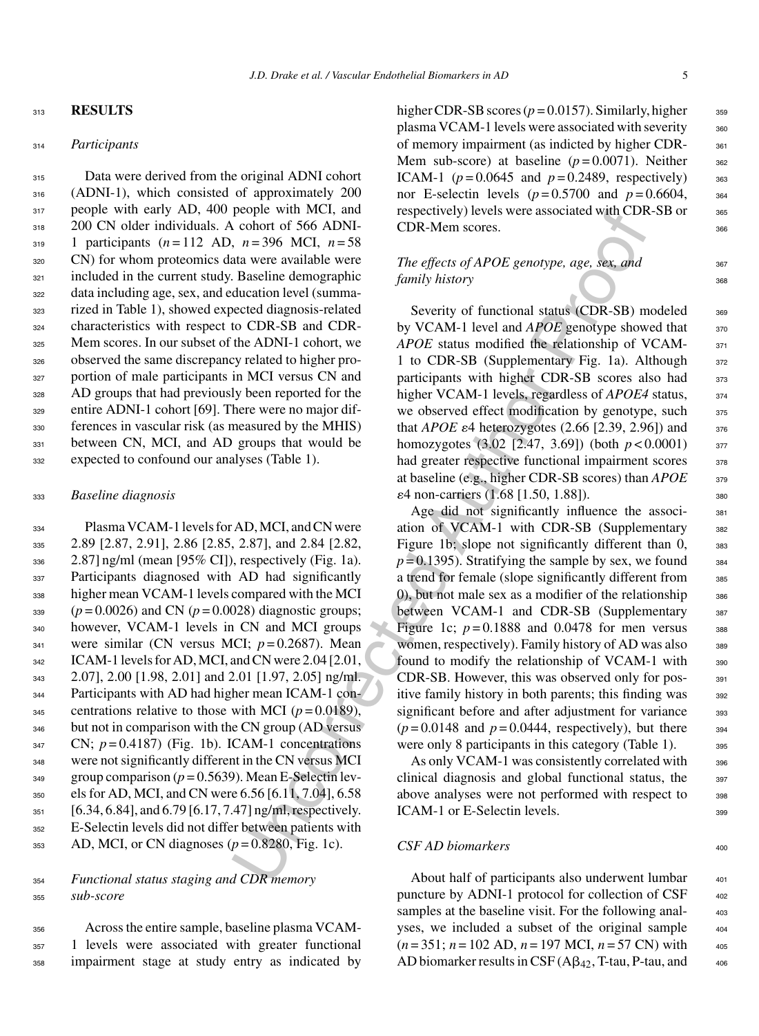## RESULTS

### *Participants*

Data were derived from the original ADNI cohort (ADNI-1), which consisted of approximately 200 people with early AD, 400 people with MCI, and 200 CN older individuals. A cohort of 566 ADNI-1 participants ($n = 112$ AD, $n = 396$ MCI, $n = 58$ CN) for whom proteomics data were available were included in the current study. Baseline demographic data including age, sex, and education level (summarized in Table 1), showed expected diagnosis-related characteristics with respect to CDR-SB and CDR-Mem scores. In our subset of the ADNI-1 cohort, we observed the same discrepancy related to higher proportion of male participants in MCI versus CN and AD groups that had previously been reported for the entire ADNI-1 cohort [69]. There were no major differences in vascular risk (as measured by the MHIS) between CN, MCI, and AD groups that would be expected to confound our analyses (Table 1).

### *Baseline diagnosis*

Plasma VCAM-1 levels for AD, MCI, and CN were 2.89 [2.87, 2.91], 2.86 [2.85, 2.87], and 2.84 [2.82, 2.87] ng/ml (mean [95% CI]), respectively (Fig. 1a). Participants diagnosed with AD had significantly higher mean VCAM-1 levels compared with the MCI ($p = 0.0026$) and CN ($p = 0.0028$) diagnostic groups; however, VCAM-1 levels in CN and MCI groups were similar (CN versus MCI; $p = 0.2687$). Mean ICAM-1 levels for AD, MCI, and CN were 2.04 [2.01, 2.07], 2.00 [1.98, 2.01] and 2.01 [1.97, 2.05] ng/ml. Participants with AD had higher mean ICAM-1 concentrations relative to those with MCI ($p = 0.0189$), but not in comparison with the CN group (AD versus CN; $p = 0.4187$) (Fig. 1b). ICAM-1 concentrations were not significantly different in the CN versus MCI group comparison ($p = 0.5639$). Mean E-Selectin levels for AD, MCI, and CN were 6.56 [6.11, 7.04], 6.58 [6.34, 6.84], and 6.79 [6.17, 7.47] ng/ml, respectively. E-Selectin levels did not differ between patients with AD, MCI, or CN diagnoses ($p = 0.8280$, Fig. 1c).

### *Functional status staging and CDR memory sub-score*

Across the entire sample, baseline plasma VCAM-1 levels were associated with greater functional impairment stage at study entry as indicated by higher CDR-SB scores ($p = 0.0157$). Similarly, higher plasma VCAM-1 levels were associated with severity of memory impairment (as indicted by higher CDR-Mem sub-score) at baseline ($p = 0.0071$). Neither ICAM-1 ($p = 0.0645$ and $p = 0.2489$, respectively) nor E-selectin levels ($p = 0.5700$ and $p = 0.6604$, respectively) levels were associated with CDR-SB or CDR-Mem scores.

### *The effects of APOE genotype, age, sex, and family history*

Severity of functional status (CDR-SB) modeled by VCAM-1 level and *APOE* genotype showed that *APOE* status modified the relationship of VCAM-1 to CDR-SB (Supplementary Fig. 1a). Although participants with higher CDR-SB scores also had higher VCAM-1 levels, regardless of *APOE4* status, we observed effect modification by genotype, such that *APOE* $\varepsilon$4 heterozygotes (2.66 [2.39, 2.96]) and homozygotes (3.02 [2.47, 3.69]) (both $p < 0.0001$) had greater respective functional impairment scores at baseline (e.g., higher CDR-SB scores) than *APOE* $\varepsilon$4 non-carriers (1.68 [1.50, 1.88]).

Age did not significantly influence the association of VCAM-1 with CDR-SB (Supplementary Figure 1b; slope not significantly different than 0, $p = 0.1395$). Stratifying the sample by sex, we found a trend for female (slope significantly different from 0), but not male sex as a modifier of the relationship between VCAM-1 and CDR-SB (Supplementary Figure 1c; $p = 0.1888$ and 0.0478 for men versus women, respectively). Family history of AD was also found to modify the relationship of VCAM-1 with CDR-SB. However, this was observed only for positive family history in both parents; this finding was significant before and after adjustment for variance ($p = 0.0148$ and $p = 0.0444$, respectively), but there were only 8 participants in this category (Table 1).

As only VCAM-1 was consistently correlated with clinical diagnosis and global functional status, the above analyses were not performed with respect to ICAM-1 or E-Selectin levels.

### *CSF AD biomarkers*

About half of participants also underwent lumbar puncture by ADNI-1 protocol for collection of CSF samples at the baseline visit. For the following analyses, we included a subset of the original sample ($n = 351$; $n = 102$ AD, $n = 197$ MCI, $n = 57$ CN) with AD biomarker results in CSF ($A\beta_{42}$, T-tau, P-tau, and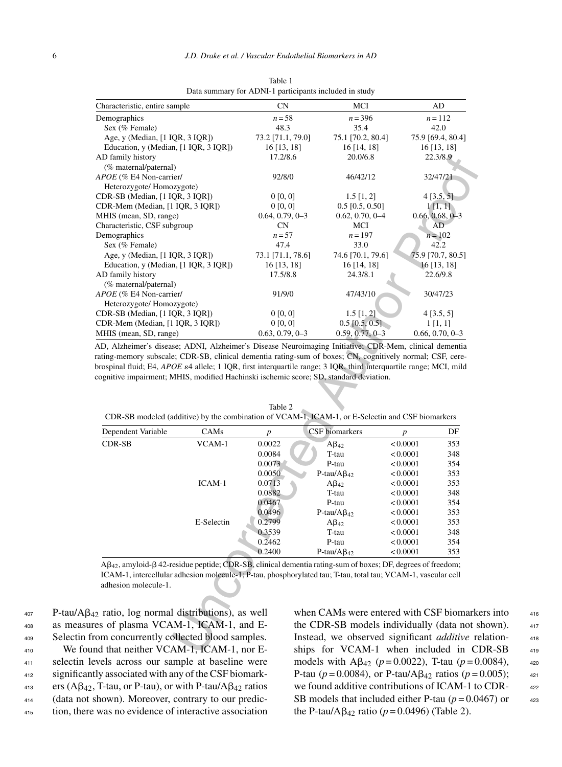Table 1
Data summary for ADNI-1 participants included in study

| Characteristic, entire sample | CN | MCI | AD |
|---|---|---|---|
| Demographics | $n = 58$ | $n = 396$ | $n = 112$ |
| Sex (% Female) | 48.3 | 35.4 | 42.0 |
| Age, y (Median, [1 IQR, 3 IQR]) | 73.2 [71.1, 79.0] | 75.1 [70.2, 80.4] | 75.9 [69.4, 80.4] |
| Education, y (Median, [1 IQR, 3 IQR]) | 16 [13, 18] | 16 [14, 18] | 16 [13, 18] |
| AD family history (% maternal/paternal) | 17.2/8.6 | 20.0/6.8 | 22.3/8.9 |
| *APOE* (% E4 Non-carrier/ Heterozygote/ Homozygote) | 92/8/0 | 46/42/12 | 32/47/21 |
| CDR-SB (Median, [1 IQR, 3 IQR]) | 0 [0, 0] | 1.5 [1, 2] | 4 [3.5, 5] |
| CDR-Mem (Median, [1 IQR, 3 IQR]) | 0 [0, 0] | 0.5 [0.5, 0.50] | 1 [1, 1] |
| MHIS (mean, SD, range) | 0.64, 0.79, 0–3 | 0.62, 0.70, 0–4 | 0.66, 0.68, 0–3 |
| Characteristic, CSF subgroup | CN | MCI | AD |
| Demographics | $n = 57$ | $n = 197$ | $n = 102$ |
| Sex (% Female) | 47.4 | 33.0 | 42.2 |
| Age, y (Median, [1 IQR, 3 IQR]) | 73.1 [71.1, 78.6] | 74.6 [70.1, 79.6] | 75.9 [70.7, 80.5] |
| Education, y (Median, [1 IQR, 3 IQR]) | 16 [13, 18] | 16 [14, 18] | 16 [13, 18] |
| AD family history (% maternal/paternal) | 17.5/8.8 | 24.3/8.1 | 22.6/9.8 |
| *APOE* (% E4 Non-carrier/ Heterozygote/ Homozygote) | 91/9/0 | 47/43/10 | 30/47/23 |
| CDR-SB (Median, [1 IQR, 3 IQR]) | 0 [0, 0] | 1.5 [1, 2] | 4 [3.5, 5] |
| CDR-Mem (Median, [1 IQR, 3 IQR]) | 0 [0, 0] | 0.5 [0.5, 0.5] | 1 [1, 1] |
| MHIS (mean, SD, range) | 0.63, 0.79, 0–3 | 0.59, 0.77, 0–3 | 0.66, 0.70, 0–3 |

AD, Alzheimer's disease; ADNI, Alzheimer's Disease Neuroimaging Initiative; CDR-Mem, clinical dementia rating-memory subscale; CDR-SB, clinical dementia rating-sum of boxes; CN, cognitively normal; CSF, cerebrospinal fluid; E4, *APOE* ε4 allele; 1 IQR, first interquartile range; 3 IQR, third interquartile range; MCI, mild cognitive impairment; MHIS, modified Hachinski ischemic score; SD, standard deviation.

Table 2
CDR-SB modeled (additive) by the combination of VCAM-1, ICAM-1, or E-Selectin and CSF biomarkers

| Dependent Variable | CAMs | $p$ | CSF biomarkers | $p$ | DF |
|---|---|---|---|---|---|
| CDR-SB | VCAM-1 | 0.0022 | $A\beta_{42}$ | < 0.0001 | 353 |
| | | 0.0084 | T-tau | < 0.0001 | 348 |
| | | 0.0073 | P-tau | < 0.0001 | 354 |
| | | 0.0050 | P-tau/$A\beta_{42}$ | < 0.0001 | 353 |
| | ICAM-1 | 0.0713 | $A\beta_{42}$ | < 0.0001 | 353 |
| | | 0.0882 | T-tau | < 0.0001 | 348 |
| | | 0.0467 | P-tau | < 0.0001 | 354 |
| | | 0.0496 | P-tau/$A\beta_{42}$ | < 0.0001 | 353 |
| | E-Selectin | 0.2799 | $A\beta_{42}$ | < 0.0001 | 353 |
| | | 0.3539 | T-tau | < 0.0001 | 348 |
| | | 0.2462 | P-tau | < 0.0001 | 354 |
| | | 0.2400 | P-tau/$A\beta_{42}$ | < 0.0001 | 353 |

$A\beta_{42}$, amyloid-β 42-residue peptide; CDR-SB, clinical dementia rating-sum of boxes; DF, degrees of freedom; ICAM-1, intercellular adhesion molecule-1; P-tau, phosphorylated tau; T-tau, total tau; VCAM-1, vascular cell adhesion molecule-1.

P-tau/$A\beta_{42}$ ratio, log normal distributions), as well as measures of plasma VCAM-1, ICAM-1, and E-Selectin from concurrently collected blood samples.

We found that neither VCAM-1, ICAM-1, nor E-selectin levels across our sample at baseline were significantly associated with any of the CSF biomarkers ($A\beta_{42}$, T-tau, or P-tau), or with P-tau/$A\beta_{42}$ ratios (data not shown). Moreover, contrary to our prediction, there was no evidence of interactive association when CAMs were entered with CSF biomarkers into the CDR-SB models individually (data not shown). Instead, we observed significant *additive* relationships for VCAM-1 when included in CDR-SB models with $A\beta_{42}$ ($p = 0.0022$), T-tau ($p = 0.0084$), P-tau ($p = 0.0084$), or P-tau/$A\beta_{42}$ ratios ($p = 0.005$); we found additive contributions of ICAM-1 to CDR-SB models that included either P-tau ($p = 0.0467$) or the P-tau/$A\beta_{42}$ ratio ($p = 0.0496$) (Table 2).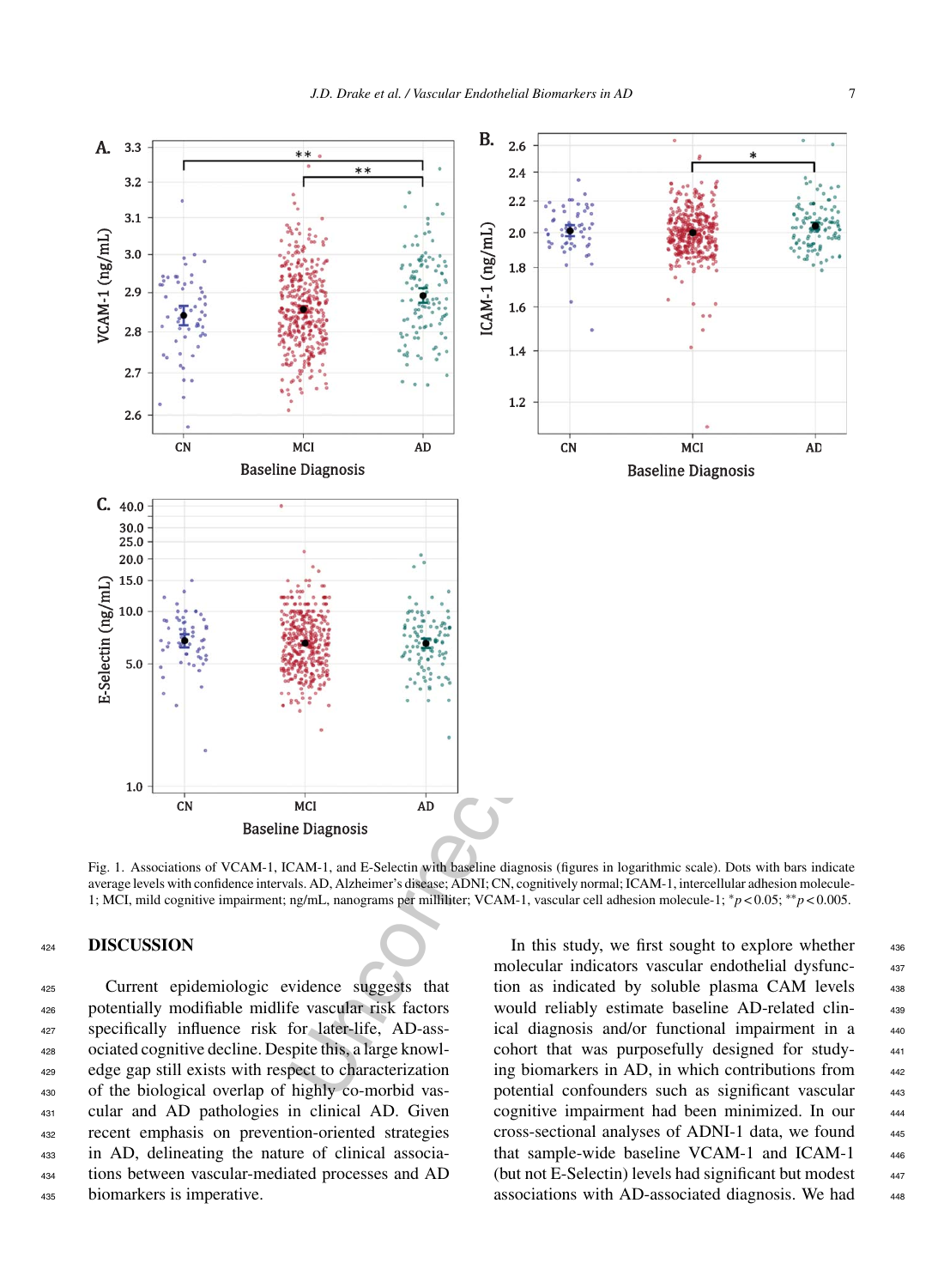Fig. 1. Associations of VCAM-1, ICAM-1, and E-Selectin with baseline diagnosis (figures in logarithmic scale). Dots with bars indicate average levels with confidence intervals. AD, Alzheimer's disease; ADNI; CN, cognitively normal; ICAM-1, intercellular adhesion molecule-1; MCI, mild cognitive impairment; ng/mL, nanograms per milliliter; VCAM-1, vascular cell adhesion molecule-1; $^{*}p < 0.05$; $^{**}p < 0.005$.

## DISCUSSION

Current epidemiologic evidence suggests that potentially modifiable midlife vascular risk factors specifically influence risk for later-life, AD-associated cognitive decline. Despite this, a large knowledge gap still exists with respect to characterization of the biological overlap of highly co-morbid vascular and AD pathologies in clinical AD. Given recent emphasis on prevention-oriented strategies in AD, delineating the nature of clinical associations between vascular-mediated processes and AD biomarkers is imperative.

In this study, we first sought to explore whether molecular indicators vascular endothelial dysfunction as indicated by soluble plasma CAM levels would reliably estimate baseline AD-related clinical diagnosis and/or functional impairment in a cohort that was purposefully designed for studying biomarkers in AD, in which contributions from potential confounders such as significant vascular cognitive impairment had been minimized. In our cross-sectional analyses of ADNI-1 data, we found that sample-wide baseline VCAM-1 and ICAM-1 (but not E-Selectin) levels had significant but modest associations with AD-associated diagnosis. We had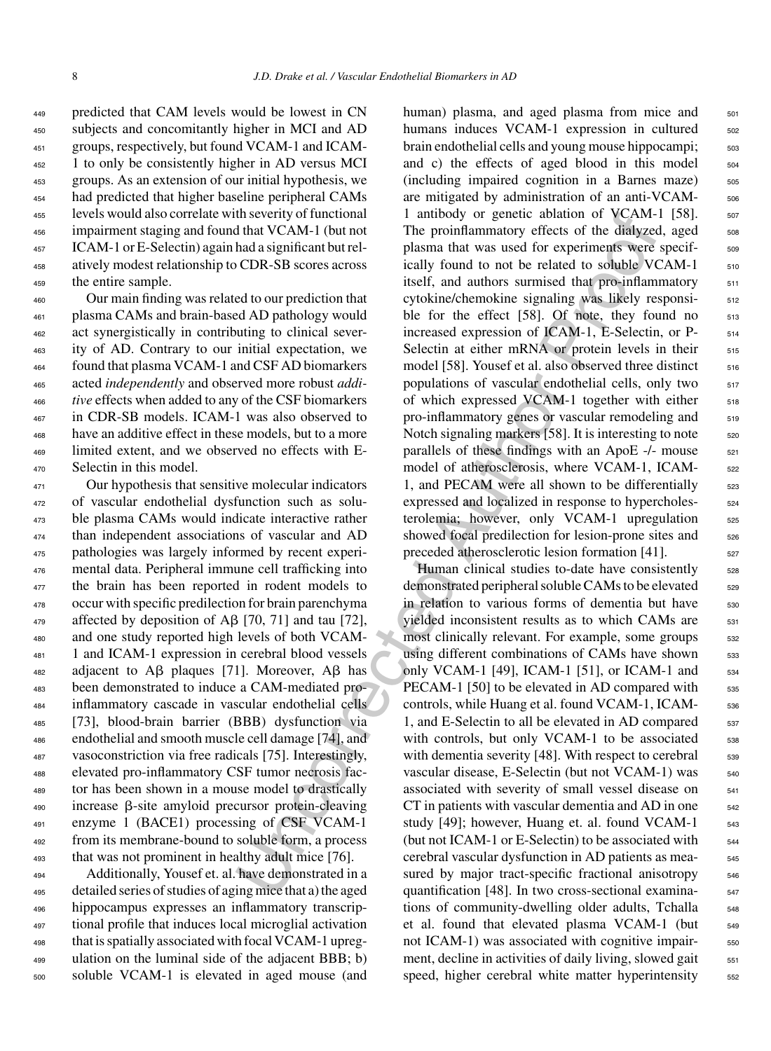predicted that CAM levels would be lowest in CN subjects and concomitantly higher in MCI and AD groups, respectively, but found VCAM-1 and ICAM-1 to only be consistently higher in AD versus MCI groups. As an extension of our initial hypothesis, we had predicted that higher baseline peripheral CAMs levels would also correlate with severity of functional impairment staging and found that VCAM-1 (but not ICAM-1 or E-Selectin) again had a significant but relatively modest relationship to CDR-SB scores across the entire sample.

Our main finding was related to our prediction that plasma CAMs and brain-based AD pathology would act synergistically in contributing to clinical severity of AD. Contrary to our initial expectation, we found that plasma VCAM-1 and CSF AD biomarkers acted *independently* and observed more robust *additive* effects when added to any of the CSF biomarkers in CDR-SB models. ICAM-1 was also observed to have an additive effect in these models, but to a more limited extent, and we observed no effects with E-Selectin in this model.

Our hypothesis that sensitive molecular indicators of vascular endothelial dysfunction such as soluble plasma CAMs would indicate interactive rather than independent associations of vascular and AD pathologies was largely informed by recent experimental data. Peripheral immune cell trafficking into the brain has been reported in rodent models to occur with specific predilection for brain parenchyma affected by deposition of Aβ [70, 71] and tau [72], and one study reported high levels of both VCAM-1 and ICAM-1 expression in cerebral blood vessels adjacent to Aβ plaques [71]. Moreover, Aβ has been demonstrated to induce a CAM-mediated pro-inflammatory cascade in vascular endothelial cells [73], blood-brain barrier (BBB) dysfunction via endothelial and smooth muscle cell damage [74], and vasoconstriction via free radicals [75]. Interestingly, elevated pro-inflammatory CSF tumor necrosis factor has been shown in a mouse model to drastically increase β-site amyloid precursor protein-cleaving enzyme 1 (BACE1) processing of CSF VCAM-1 from its membrane-bound to soluble form, a process that was not prominent in healthy adult mice [76].

Additionally, Yousef et. al. have demonstrated in a detailed series of studies of aging mice that a) the aged hippocampus expresses an inflammatory transcriptional profile that induces local microglial activation that is spatially associated with focal VCAM-1 upregulation on the luminal side of the adjacent BBB; b) soluble VCAM-1 is elevated in aged mouse (and human) plasma, and aged plasma from mice and humans induces VCAM-1 expression in cultured brain endothelial cells and young mouse hippocampi; and c) the effects of aged blood in this model (including impaired cognition in a Barnes maze) are mitigated by administration of an anti-VCAM-1 antibody or genetic ablation of VCAM-1 [58]. The proinflammatory effects of the dialyzed, aged plasma that was used for experiments were specifically found to not be related to soluble VCAM-1 itself, and authors surmised that pro-inflammatory cytokine/chemokine signaling was likely responsible for the effect [58]. Of note, they found no increased expression of ICAM-1, E-Selectin, or P-Selectin at either mRNA or protein levels in their model [58]. Yousef et al. also observed three distinct populations of vascular endothelial cells, only two of which expressed VCAM-1 together with either pro-inflammatory genes or vascular remodeling and Notch signaling markers [58]. It is interesting to note parallels of these findings with an ApoE -/- mouse model of atherosclerosis, where VCAM-1, ICAM-1, and PECAM were all shown to be differentially expressed and localized in response to hypercholesterolemia; however, only VCAM-1 upregulation showed focal predilection for lesion-prone sites and preceded atherosclerotic lesion formation [41].

Human clinical studies to-date have consistently demonstrated peripheral soluble CAMs to be elevated in relation to various forms of dementia but have yielded inconsistent results as to which CAMs are most clinically relevant. For example, some groups using different combinations of CAMs have shown only VCAM-1 [49], ICAM-1 [51], or ICAM-1 and PECAM-1 [50] to be elevated in AD compared with controls, while Huang et al. found VCAM-1, ICAM-1, and E-Selectin to all be elevated in AD compared with controls, but only VCAM-1 to be associated with dementia severity [48]. With respect to cerebral vascular disease, E-Selectin (but not VCAM-1) was associated with severity of small vessel disease on CT in patients with vascular dementia and AD in one study [49]; however, Huang et. al. found VCAM-1 (but not ICAM-1 or E-Selectin) to be associated with cerebral vascular dysfunction in AD patients as measured by major tract-specific fractional anisotropy quantification [48]. In two cross-sectional examinations of community-dwelling older adults, Tchalla et al. found that elevated plasma VCAM-1 (but not ICAM-1) was associated with cognitive impairment, decline in activities of daily living, slowed gait speed, higher cerebral white matter hyperintensity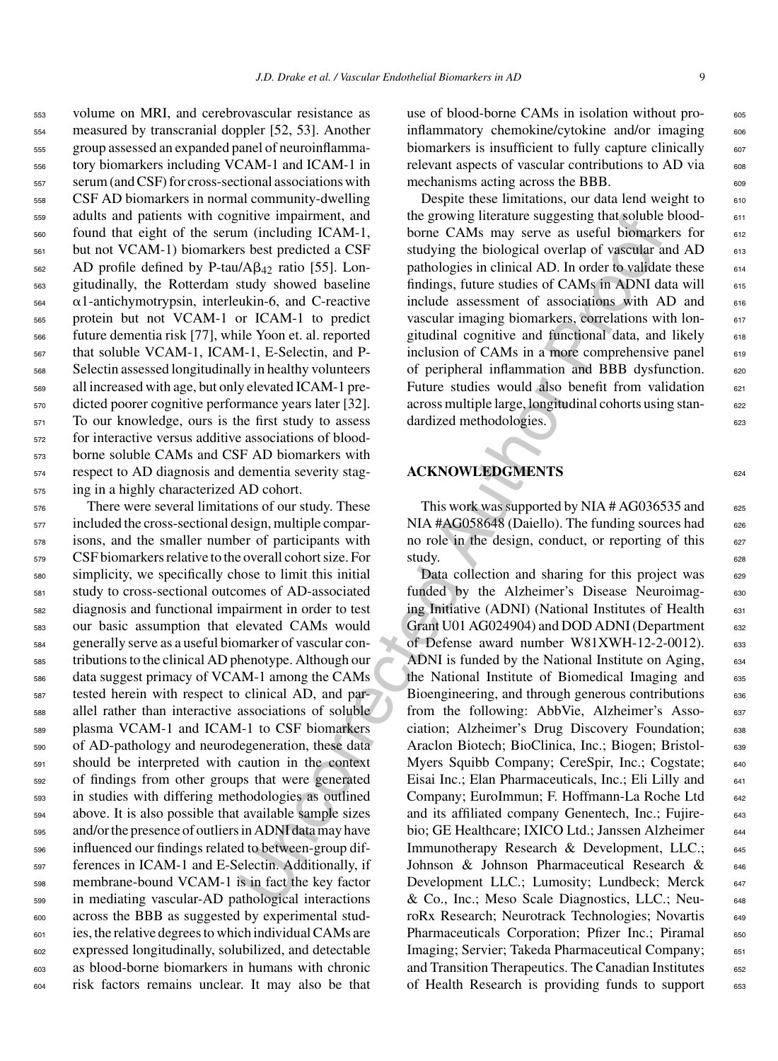volume on MRI, and cerebrovascular resistance as measured by transcranial doppler [52, 53]. Another group assessed an expanded panel of neuroinflammatory biomarkers including VCAM-1 and ICAM-1 in serum (and CSF) for cross-sectional associations with CSF AD biomarkers in normal community-dwelling adults and patients with cognitive impairment, and found that eight of the serum (including ICAM-1, but not VCAM-1) biomarkers best predicted a CSF AD profile defined by P-tau/A$\beta_{42}$ ratio [55]. Longitudinally, the Rotterdam study showed baseline $\alpha$1-antichymotrypsin, interleukin-6, and C-reactive protein but not VCAM-1 or ICAM-1 to predict future dementia risk [77], while Yoon et. al. reported that soluble VCAM-1, ICAM-1, E-Selectin, and P-Selectin assessed longitudinally in healthy volunteers all increased with age, but only elevated ICAM-1 predicted poorer cognitive performance years later [32]. To our knowledge, ours is the first study to assess for interactive versus additive associations of blood-borne soluble CAMs and CSF AD biomarkers with respect to AD diagnosis and dementia severity staging in a highly characterized AD cohort.

There were several limitations of our study. These included the cross-sectional design, multiple comparisons, and the smaller number of participants with CSF biomarkers relative to the overall cohort size. For simplicity, we specifically chose to limit this initial study to cross-sectional outcomes of AD-associated diagnosis and functional impairment in order to test our basic assumption that elevated CAMs would generally serve as a useful biomarker of vascular contributions to the clinical AD phenotype. Although our data suggest primacy of VCAM-1 among the CAMs tested herein with respect to clinical AD, and parallel rather than interactive associations of soluble plasma VCAM-1 and ICAM-1 to CSF biomarkers of AD-pathology and neurodegeneration, these data should be interpreted with caution in the context of findings from other groups that were generated in studies with differing methodologies as outlined above. It is also possible that available sample sizes and/or the presence of outliers in ADNI data may have influenced our findings related to between-group differences in ICAM-1 and E-Selectin. Additionally, if membrane-bound VCAM-1 is in fact the key factor in mediating vascular-AD pathological interactions across the BBB as suggested by experimental studies, the relative degrees to which individual CAMs are expressed longitudinally, solubilized, and detectable as blood-borne biomarkers in humans with chronic risk factors remains unclear. It may also be that use of blood-borne CAMs in isolation without pro-inflammatory chemokine/cytokine and/or imaging biomarkers is insufficient to fully capture clinically relevant aspects of vascular contributions to AD via mechanisms acting across the BBB.

Despite these limitations, our data lend weight to the growing literature suggesting that soluble blood-borne CAMs may serve as useful biomarkers for studying the biological overlap of vascular and AD pathologies in clinical AD. In order to validate these findings, future studies of CAMs in ADNI data will include assessment of associations with AD and vascular imaging biomarkers, correlations with longitudinal cognitive and functional data, and likely inclusion of CAMs in a more comprehensive panel of peripheral inflammation and BBB dysfunction. Future studies would also benefit from validation across multiple large, longitudinal cohorts using standardized methodologies.

## ACKNOWLEDGMENTS

This work was supported by NIA # AG036535 and NIA #AG058648 (Daiello). The funding sources had no role in the design, conduct, or reporting of this study.

Data collection and sharing for this project was funded by the Alzheimer's Disease Neuroimaging Initiative (ADNI) (National Institutes of Health Grant U01 AG024904) and DOD ADNI (Department of Defense award number W81XWH-12-2-0012). ADNI is funded by the National Institute on Aging, the National Institute of Biomedical Imaging and Bioengineering, and through generous contributions from the following: AbbVie, Alzheimer's Association; Alzheimer's Drug Discovery Foundation; Araclon Biotech; BioClinica, Inc.; Biogen; Bristol-Myers Squibb Company; CereSpir, Inc.; Cogstate; Eisai Inc.; Elan Pharmaceuticals, Inc.; Eli Lilly and Company; EuroImmun; F. Hoffmann-La Roche Ltd and its affiliated company Genentech, Inc.; Fujirebio; GE Healthcare; IXICO Ltd.; Janssen Alzheimer Immunotherapy Research & Development, LLC.; Johnson & Johnson Pharmaceutical Research & Development LLC.; Lumosity; Lundbeck; Merck & Co., Inc.; Meso Scale Diagnostics, LLC.; NeuroRx Research; Neurotrack Technologies; Novartis Pharmaceuticals Corporation; Pfizer Inc.; Piramal Imaging; Servier; Takeda Pharmaceutical Company; and Transition Therapeutics. The Canadian Institutes of Health Research is providing funds to support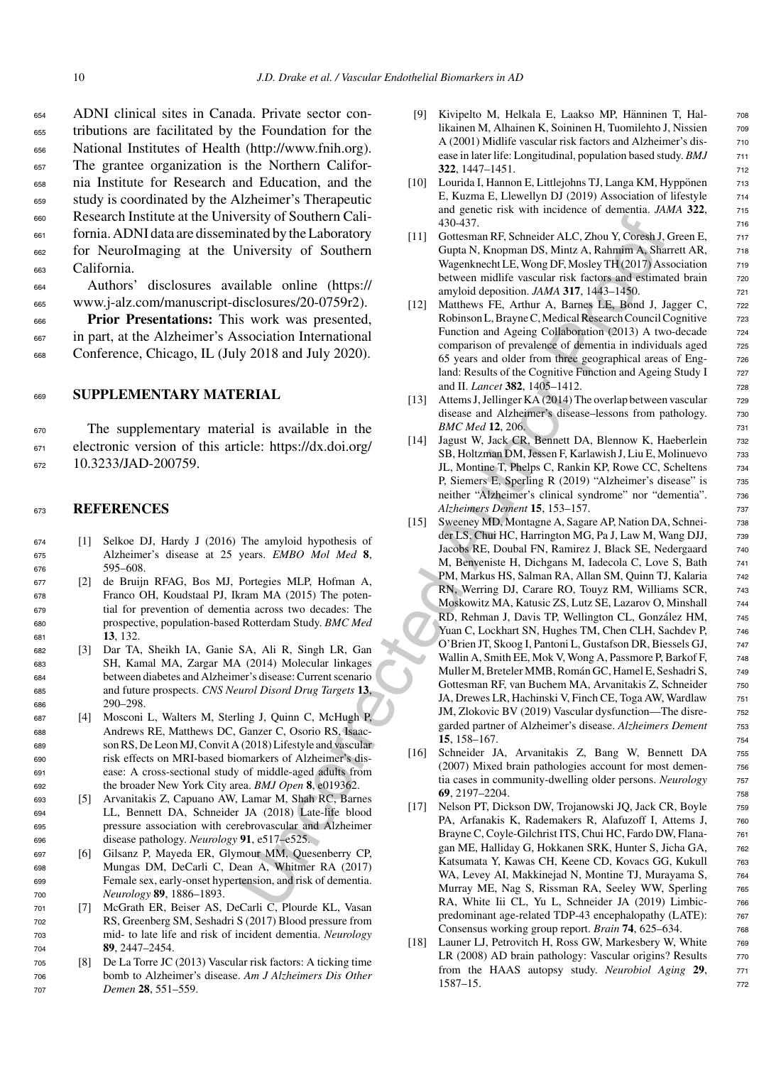ADNI clinical sites in Canada. Private sector contributions are facilitated by the Foundation for the National Institutes of Health (http://www.fnih.org). The grantee organization is the Northern California Institute for Research and Education, and the study is coordinated by the Alzheimer's Therapeutic Research Institute at the University of Southern California. ADNI data are disseminated by the Laboratory for NeuroImaging at the University of Southern California.

Authors' disclosures available online (https://www.j-alz.com/manuscript-disclosures/20-0759r2).

**Prior Presentations:** This work was presented, in part, at the Alzheimer's Association International Conference, Chicago, IL (July 2018 and July 2020).

## SUPPLEMENTARY MATERIAL

The supplementary material is available in the electronic version of this article: https://dx.doi.org/10.3233/JAD-200759.

## REFERENCES

[1] Selkoe DJ, Hardy J (2016) The amyloid hypothesis of Alzheimer's disease at 25 years. *EMBO Mol Med* **8**, 595–608.

[2] de Bruijn RFAG, Bos MJ, Portegies MLP, Hofman A, Franco OH, Koudstaal PJ, Ikram MA (2015) The potential for prevention of dementia across two decades: The prospective, population-based Rotterdam Study. *BMC Med* **13**, 132.

[3] Dar TA, Sheikh IA, Ganie SA, Ali R, Singh LR, Gan SH, Kamal MA, Zargar MA (2014) Molecular linkages between diabetes and Alzheimer's disease: Current scenario and future prospects. *CNS Neurol Disord Drug Targets* **13**, 290–298.

[4] Mosconi L, Walters M, Sterling J, Quinn C, McHugh P, Andrews RE, Matthews DC, Ganzer C, Osorio RS, Isaacson RS, De Leon MJ, Convit A (2018) Lifestyle and vascular risk effects on MRI-based biomarkers of Alzheimer's disease: A cross-sectional study of middle-aged adults from the broader New York City area. *BMJ Open* **8**, e019362.

[5] Arvanitakis Z, Capuano AW, Lamar M, Shah RC, Barnes LL, Bennett DA, Schneider JA (2018) Late-life blood pressure association with cerebrovascular and Alzheimer disease pathology. *Neurology* **91**, e517–e525.

[6] Gilsanz P, Mayeda ER, Glymour MM, Quesenberry CP, Mungas DM, DeCarli C, Dean A, Whitmer RA (2017) Female sex, early-onset hypertension, and risk of dementia. *Neurology* **89**, 1886–1893.

[7] McGrath ER, Beiser AS, DeCarli C, Plourde KL, Vasan RS, Greenberg SM, Seshadri S (2017) Blood pressure from mid- to late life and risk of incident dementia. *Neurology* **89**, 2447–2454.

[8] De La Torre JC (2013) Vascular risk factors: A ticking time bomb to Alzheimer's disease. *Am J Alzheimers Dis Other Demen* **28**, 551–559.

[9] Kivipelto M, Helkala E, Laakso MP, Hänninen T, Hallikainen M, Alhainen K, Soininen H, Tuomilehto J, Nissien A (2001) Midlife vascular risk factors and Alzheimer's disease in later life: Longitudinal, population based study. *BMJ* **322**, 1447–1451.

[10] Lourida I, Hannon E, Littlejohns TJ, Langa KM, Hyppönen E, Kuzma E, Llewellyn DJ (2019) Association of lifestyle and genetic risk with incidence of dementia. *JAMA* **322**, 430-437.

[11] Gottesman RF, Schneider ALC, Zhou Y, Coresh J, Green E, Gupta N, Knopman DS, Mintz A, Rahmim A, Sharrett AR, Wagenknecht LE, Wong DF, Mosley TH (2017) Association between midlife vascular risk factors and estimated brain amyloid deposition. *JAMA* **317**, 1443–1450.

[12] Matthews FE, Arthur A, Barnes LE, Bond J, Jagger C, Robinson L, Brayne C, Medical Research Council Cognitive Function and Ageing Collaboration (2013) A two-decade comparison of prevalence of dementia in individuals aged 65 years and older from three geographical areas of England: Results of the Cognitive Function and Ageing Study I and II. *Lancet* **382**, 1405–1412.

[13] Attems J, Jellinger KA (2014) The overlap between vascular disease and Alzheimer's disease–lessons from pathology. *BMC Med* **12**, 206.

[14] Jagust W, Jack CR, Bennett DA, Blennow K, Haeberlein SB, Holtzman DM, Jessen F, Karlawish J, Liu E, Molinuevo JL, Montine T, Phelps C, Rankin KP, Rowe CC, Scheltens P, Siemers E, Sperling R (2019) "Alzheimer's disease" is neither "Alzheimer's clinical syndrome" nor "dementia". *Alzheimers Dement* **15**, 153–157.

[15] Sweeney MD, Montagne A, Sagare AP, Nation DA, Schneider LS, Chui HC, Harrington MG, Pa J, Law M, Wang DJJ, Jacobs RE, Doubal FN, Ramirez J, Black SE, Nedergaard M, Benveniste H, Dichgans M, Iadecola C, Love S, Bath PM, Markus HS, Salman RA, Allan SM, Quinn TJ, Kalaria RN, Werring DJ, Carare RO, Touyz RM, Williams SCR, Moskowitz MA, Katusic ZS, Lutz SE, Lazarov O, Minshall RD, Rehman J, Davis TP, Wellington CL, González HM, Yuan C, Lockhart SN, Hughes TM, Chen CLH, Sachdev P, O'Brien JT, Skoog I, Pantoni L, Gustafson DR, Biessels GJ, Wallin A, Smith EE, Mok V, Wong A, Passmore P, Barkof F, Muller M, Breteler MMB, Román GC, Hamel E, Seshadri S, Gottesman RF, van Buchem MA, Arvanitakis Z, Schneider JA, Drewes LR, Hachinski V, Finch CE, Toga AW, Wardlaw JM, Zlokovic BV (2019) Vascular dysfunction—The disregarded partner of Alzheimer's disease. *Alzheimers Dement* **15**, 158–167.

[16] Schneider JA, Arvanitakis Z, Bang W, Bennett DA (2007) Mixed brain pathologies account for most dementia cases in community-dwelling older persons. *Neurology* **69**, 2197–2204.

[17] Nelson PT, Dickson DW, Trojanowski JQ, Jack CR, Boyle PA, Arfanakis K, Rademakers R, Alafuzoff I, Attems J, Brayne C, Coyle-Gilchrist ITS, Chui HC, Fardo DW, Flanagan ME, Halliday G, Hokkanen SRK, Hunter S, Jicha GA, Katsumata Y, Kawas CH, Keene CD, Kovacs GG, Kukull WA, Levey AI, Makkinejad N, Montine TJ, Murayama S, Murray ME, Nag S, Rissman RA, Seeley WW, Sperling RA, White Iii CL, Yu L, Schneider JA (2019) Limbic-predominant age-related TDP-43 encephalopathy (LATE): Consensus working group report. *Brain* **74**, 625–634.

[18] Launer LJ, Petrovitch H, Ross GW, Markesbery W, White LR (2008) AD brain pathology: Vascular origins? Results from the HAAS autopsy study. *Neurobiol Aging* **29**, 1587–15.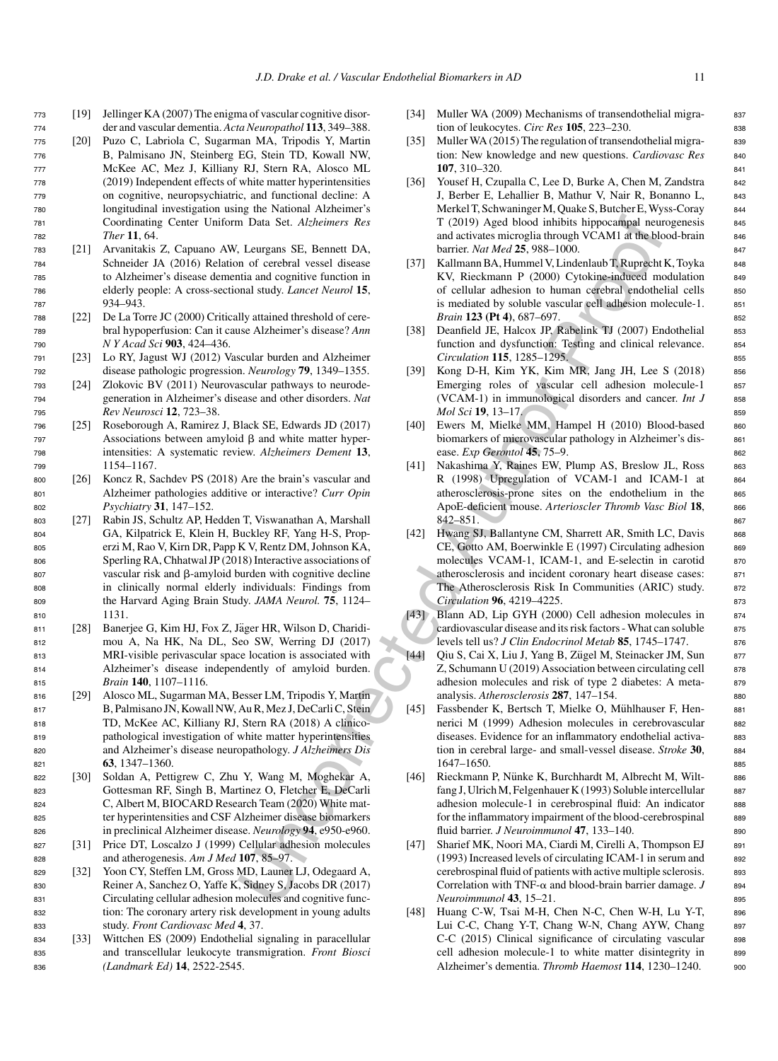[19] Jellinger KA (2007) The enigma of vascular cognitive disorder and vascular dementia. *Acta Neuropathol* **113**, 349–388.

[20] Puzo C, Labriola C, Sugarman MA, Tripodis Y, Martin B, Palmisano JN, Steinberg EG, Stein TD, Kowall NW, McKee AC, Mez J, Killiany RJ, Stern RA, Alosco ML (2019) Independent effects of white matter hyperintensities on cognitive, neuropsychiatric, and functional decline: A longitudinal investigation using the National Alzheimer's Coordinating Center Uniform Data Set. *Alzheimers Res Ther* **11**, 64.

[21] Arvanitakis Z, Capuano AW, Leurgans SE, Bennett DA, Schneider JA (2016) Relation of cerebral vessel disease to Alzheimer's disease dementia and cognitive function in elderly people: A cross-sectional study. *Lancet Neurol* **15**, 934–943.

[22] De La Torre JC (2000) Critically attained threshold of cerebral hypoperfusion: Can it cause Alzheimer's disease? *Ann N Y Acad Sci* **903**, 424–436.

[23] Lo RY, Jagust WJ (2012) Vascular burden and Alzheimer disease pathologic progression. *Neurology* **79**, 1349–1355.

[24] Zlokovic BV (2011) Neurovascular pathways to neurodegeneration in Alzheimer's disease and other disorders. *Nat Rev Neurosci* **12**, 723–38.

[25] Roseborough A, Ramirez J, Black SE, Edwards JD (2017) Associations between amyloid β and white matter hyperintensities: A systematic review. *Alzheimers Dement* **13**, 1154–1167.

[26] Koncz R, Sachdev PS (2018) Are the brain's vascular and Alzheimer pathologies additive or interactive? *Curr Opin Psychiatry* **31**, 147–152.

[27] Rabin JS, Schultz AP, Hedden T, Viswanathan A, Marshall GA, Kilpatrick E, Klein H, Buckley RF, Yang H-S, Properzi M, Rao V, Kirn DR, Papp K V, Rentz DM, Johnson KA, Sperling RA, Chhatwal JP (2018) Interactive associations of vascular risk and β-amyloid burden with cognitive decline in clinically normal elderly individuals: Findings from the Harvard Aging Brain Study. *JAMA Neurol.* **75**, 1124–1131.

[28] Banerjee G, Kim HJ, Fox Z, Jäger HR, Wilson D, Charidimou A, Na HK, Na DL, Seo SW, Werring DJ (2017) MRI-visible perivascular space location is associated with Alzheimer's disease independently of amyloid burden. *Brain* **140**, 1107–1116.

[29] Alosco ML, Sugarman MA, Besser LM, Tripodis Y, Martin B, Palmisano JN, Kowall NW, Au R, Mez J, DeCarli C, Stein TD, McKee AC, Killiany RJ, Stern RA (2018) A clinicopathological investigation of white matter hyperintensities and Alzheimer's disease neuropathology. *J Alzheimers Dis* **63**, 1347–1360.

[30] Soldan A, Pettigrew C, Zhu Y, Wang M, Moghekar A, Gottesman RF, Singh B, Martinez O, Fletcher E, DeCarli C, Albert M, BIOCARD Research Team (2020) White matter hyperintensities and CSF Alzheimer disease biomarkers in preclinical Alzheimer disease. *Neurology* **94**, e950-e960.

[31] Price DT, Loscalzo J (1999) Cellular adhesion molecules and atherogenesis. *Am J Med* **107**, 85–97.

[32] Yoon CY, Steffen LM, Gross MD, Launer LJ, Odegaard A, Reiner A, Sanchez O, Yaffe K, Sidney S, Jacobs DR (2017) Circulating cellular adhesion molecules and cognitive function: The coronary artery risk development in young adults study. *Front Cardiovasc Med* **4**, 37.

[33] Wittchen ES (2009) Endothelial signaling in paracellular and transcellular leukocyte transmigration. *Front Biosci (Landmark Ed)* **14**, 2522-2545.

[34] Muller WA (2009) Mechanisms of transendothelial migration of leukocytes. *Circ Res* **105**, 223–230.

[35] Muller WA (2015) The regulation of transendothelial migration: New knowledge and new questions. *Cardiovasc Res* **107**, 310–320.

[36] Yousef H, Czupalla C, Lee D, Burke A, Chen M, Zandstra J, Berber E, Lehallier B, Mathur V, Nair R, Bonanno L, Merkel T, Schwaninger M, Quake S, Butcher E, Wyss-Coray T (2019) Aged blood inhibits hippocampal neurogenesis and activates microglia through VCAM1 at the blood-brain barrier. *Nat Med* **25**, 988–1000.

[37] Kallmann BA, Hummel V, Lindenlaub T, Ruprecht K, Toyka KV, Rieckmann P (2000) Cytokine-induced modulation of cellular adhesion to human cerebral endothelial cells is mediated by soluble vascular cell adhesion molecule-1. *Brain* **123 (Pt 4)**, 687–697.

[38] Deanfield JE, Halcox JP, Rabelink TJ (2007) Endothelial function and dysfunction: Testing and clinical relevance. *Circulation* **115**, 1285–1295.

[39] Kong D-H, Kim YK, Kim MR, Jang JH, Lee S (2018) Emerging roles of vascular cell adhesion molecule-1 (VCAM-1) in immunological disorders and cancer. *Int J Mol Sci* **19**, 13–17.

[40] Ewers M, Mielke MM, Hampel H (2010) Blood-based biomarkers of microvascular pathology in Alzheimer's disease. *Exp Gerontol* **45**, 75–9.

[41] Nakashima Y, Raines EW, Plump AS, Breslow JL, Ross R (1998) Upregulation of VCAM-1 and ICAM-1 at atherosclerosis-prone sites on the endothelium in the ApoE-deficient mouse. *Arterioscler Thromb Vasc Biol* **18**, 842–851.

[42] Hwang SJ, Ballantyne CM, Sharrett AR, Smith LC, Davis CE, Gotto AM, Boerwinkle E (1997) Circulating adhesion molecules VCAM-1, ICAM-1, and E-selectin in carotid atherosclerosis and incident coronary heart disease cases: The Atherosclerosis Risk In Communities (ARIC) study. *Circulation* **96**, 4219–4225.

[43] Blann AD, Lip GYH (2000) Cell adhesion molecules in cardiovascular disease and its risk factors - What can soluble levels tell us? *J Clin Endocrinol Metab* **85**, 1745–1747.

[44] Qiu S, Cai X, Liu J, Yang B, Zügel M, Steinacker JM, Sun Z, Schumann U (2019) Association between circulating cell adhesion molecules and risk of type 2 diabetes: A meta-analysis. *Atherosclerosis* **287**, 147–154.

[45] Fassbender K, Bertsch T, Mielke O, Mühlhauser F, Hennerici M (1999) Adhesion molecules in cerebrovascular diseases. Evidence for an inflammatory endothelial activation in cerebral large- and small-vessel disease. *Stroke* **30**, 1647–1650.

[46] Rieckmann P, Nünke K, Burchhardt M, Albrecht M, Wiltfang J, Ulrich M, Felgenhauer K (1993) Soluble intercellular adhesion molecule-1 in cerebrospinal fluid: An indicator for the inflammatory impairment of the blood-cerebrospinal fluid barrier. *J Neuroimmunol* **47**, 133–140.

[47] Sharief MK, Noori MA, Ciardi M, Cirelli A, Thompson EJ (1993) Increased levels of circulating ICAM-1 in serum and cerebrospinal fluid of patients with active multiple sclerosis. Correlation with TNF-α and blood-brain barrier damage. *J Neuroimmunol* **43**, 15–21.

[48] Huang C-W, Tsai M-H, Chen N-C, Chen W-H, Lu Y-T, Lui C-C, Chang Y-T, Chang W-N, Chang AYW, Chang C-C (2015) Clinical significance of circulating vascular cell adhesion molecule-1 to white matter disintegrity in Alzheimer's dementia. *Thromb Haemost* **114**, 1230–1240.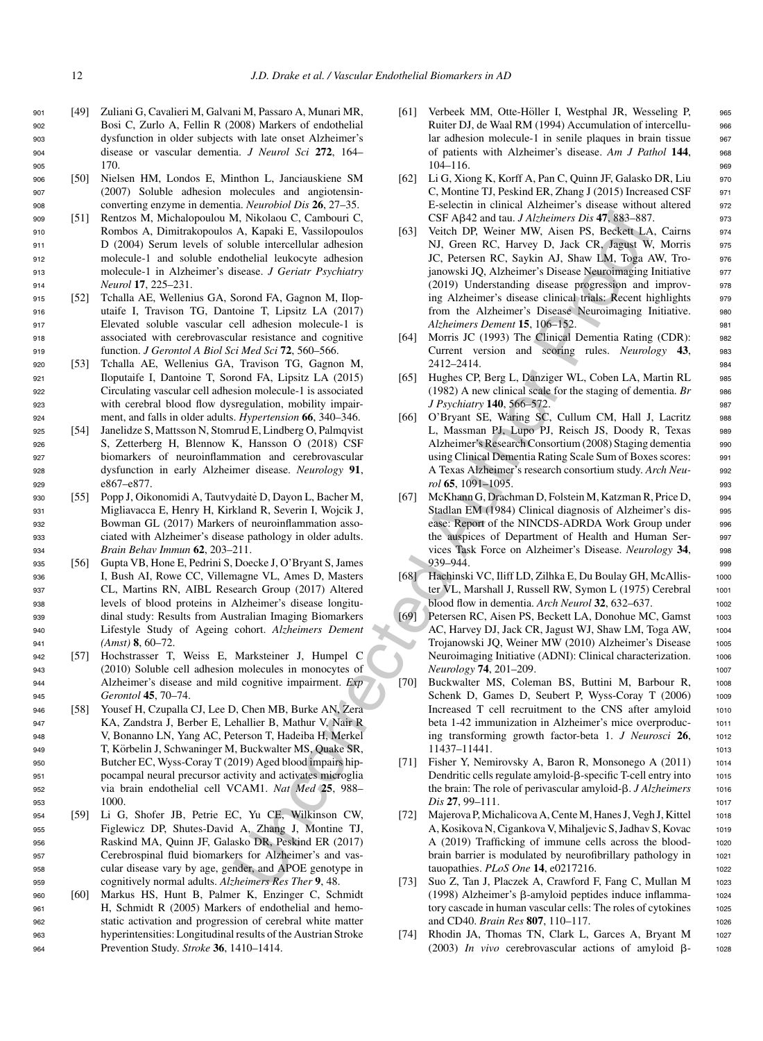[49] Zuliani G, Cavalieri M, Galvani M, Passaro A, Munari MR, Bosi C, Zurlo A, Fellin R (2008) Markers of endothelial dysfunction in older subjects with late onset Alzheimer's disease or vascular dementia. *J Neurol Sci* **272**, 164–170.

[50] Nielsen HM, Londos E, Minthon L, Janciauskiene SM (2007) Soluble adhesion molecules and angiotensin-converting enzyme in dementia. *Neurobiol Dis* **26**, 27–35.

[51] Rentzos M, Michalopoulou M, Nikolaou C, Cambouri C, Rombos A, Dimitrakopoulos A, Kapaki E, Vassilopoulos D (2004) Serum levels of soluble intercellular adhesion molecule-1 and soluble endothelial leukocyte adhesion molecule-1 in Alzheimer's disease. *J Geriatr Psychiatry Neurol* **17**, 225–231.

[52] Tchalla AE, Wellenius GA, Sorond FA, Gagnon M, Iloputaife I, Travison TG, Dantoine T, Lipsitz LA (2017) Elevated soluble vascular cell adhesion molecule-1 is associated with cerebrovascular resistance and cognitive function. *J Gerontol A Biol Sci Med Sci* **72**, 560–566.

[53] Tchalla AE, Wellenius GA, Travison TG, Gagnon M, Iloputaife I, Dantoine T, Sorond FA, Lipsitz LA (2015) Circulating vascular cell adhesion molecule-1 is associated with cerebral blood flow dysregulation, mobility impairment, and falls in older adults. *Hypertension* **66**, 340–346.

[54] Janelidze S, Mattsson N, Stomrud E, Lindberg O, Palmqvist S, Zetterberg H, Blennow K, Hansson O (2018) CSF biomarkers of neuroinflammation and cerebrovascular dysfunction in early Alzheimer disease. *Neurology* **91**, e867–e877.

[55] Popp J, Oikonomidi A, Tautvydaitė D, Dayon L, Bacher M, Migliavacca E, Henry H, Kirkland R, Severin I, Wojcik J, Bowman GL (2017) Markers of neuroinflammation associated with Alzheimer's disease pathology in older adults. *Brain Behav Immun* **62**, 203–211.

[56] Gupta VB, Hone E, Pedrini S, Doecke J, O'Bryant S, James I, Bush AI, Rowe CC, Villemagne VL, Ames D, Masters CL, Martins RN, AIBL Research Group (2017) Altered levels of blood proteins in Alzheimer's disease longitudinal study: Results from Australian Imaging Biomarkers Lifestyle Study of Ageing cohort. *Alzheimers Dement (Amst)* **8**, 60–72.

[57] Hochstrasser T, Weiss E, Marksteiner J, Humpel C (2010) Soluble cell adhesion molecules in monocytes of Alzheimer's disease and mild cognitive impairment. *Exp Gerontol* **45**, 70–74.

[58] Yousef H, Czupalla CJ, Lee D, Chen MB, Burke AN, Zera KA, Zandstra J, Berber E, Lehallier B, Mathur V, Nair R V, Bonanno LN, Yang AC, Peterson T, Hadeiba H, Merkel T, Körbelin J, Schwaninger M, Buckwalter MS, Quake SR, Butcher EC, Wyss-Coray T (2019) Aged blood impairs hippocampal neural precursor activity and activates microglia via brain endothelial cell VCAM1. *Nat Med* **25**, 988–1000.

[59] Li G, Shofer JB, Petrie EC, Yu CE, Wilkinson CW, Figlewicz DP, Shutes-David A, Zhang J, Montine TJ, Raskind MA, Quinn JF, Galasko DR, Peskind ER (2017) Cerebrospinal fluid biomarkers for Alzheimer's and vascular disease vary by age, gender, and APOE genotype in cognitively normal adults. *Alzheimers Res Ther* **9**, 48.

[60] Markus HS, Hunt B, Palmer K, Enzinger C, Schmidt H, Schmidt R (2005) Markers of endothelial and hemostatic activation and progression of cerebral white matter hyperintensities: Longitudinal results of the Austrian Stroke Prevention Study. *Stroke* **36**, 1410–1414.

[61] Verbeek MM, Otte-Höller I, Westphal JR, Wesseling P, Ruiter DJ, de Waal RM (1994) Accumulation of intercellular adhesion molecule-1 in senile plaques in brain tissue of patients with Alzheimer's disease. *Am J Pathol* **144**, 104–116.

[62] Li G, Xiong K, Korff A, Pan C, Quinn JF, Galasko DR, Liu C, Montine TJ, Peskind ER, Zhang J (2015) Increased CSF E-selectin in clinical Alzheimer's disease without altered CSF Aβ42 and tau. *J Alzheimers Dis* **47**, 883–887.

[63] Veitch DP, Weiner MW, Aisen PS, Beckett LA, Cairns NJ, Green RC, Harvey D, Jack CR, Jagust W, Morris JC, Petersen RC, Saykin AJ, Shaw LM, Toga AW, Trojanowski JQ, Alzheimer's Disease Neuroimaging Initiative (2019) Understanding disease progression and improving Alzheimer's disease clinical trials: Recent highlights from the Alzheimer's Disease Neuroimaging Initiative. *Alzheimers Dement* **15**, 106–152.

[64] Morris JC (1993) The Clinical Dementia Rating (CDR): Current version and scoring rules. *Neurology* **43**, 2412–2414.

[65] Hughes CP, Berg L, Danziger WL, Coben LA, Martin RL (1982) A new clinical scale for the staging of dementia. *Br J Psychiatry* **140**, 566–572.

[66] O'Bryant SE, Waring SC, Cullum CM, Hall J, Lacritz L, Massman PJ, Lupo PJ, Reisch JS, Doody R, Texas Alzheimer's Research Consortium (2008) Staging dementia using Clinical Dementia Rating Scale Sum of Boxes scores: A Texas Alzheimer's research consortium study. *Arch Neurol* **65**, 1091–1095.

[67] McKhann G, Drachman D, Folstein M, Katzman R, Price D, Stadlan EM (1984) Clinical diagnosis of Alzheimer's disease: Report of the NINCDS-ADRDA Work Group under the auspices of Department of Health and Human Services Task Force on Alzheimer's Disease. *Neurology* **34**, 939–944.

[68] Hachinski VC, Iliff LD, Zilhka E, Du Boulay GH, McAllister VL, Marshall J, Russell RW, Symon L (1975) Cerebral blood flow in dementia. *Arch Neurol* **32**, 632–637.

[69] Petersen RC, Aisen PS, Beckett LA, Donohue MC, Gamst AC, Harvey DJ, Jack CR, Jagust WJ, Shaw LM, Toga AW, Trojanowski JQ, Weiner MW (2010) Alzheimer's Disease Neuroimaging Initiative (ADNI): Clinical characterization. *Neurology* **74**, 201–209.

[70] Buckwalter MS, Coleman BS, Buttini M, Barbour R, Schenk D, Games D, Seubert P, Wyss-Coray T (2006) Increased T cell recruitment to the CNS after amyloid beta 1-42 immunization in Alzheimer's mice overproducing transforming growth factor-beta 1. *J Neurosci* **26**, 11437–11441.

[71] Fisher Y, Nemirovsky A, Baron R, Monsonego A (2011) Dendritic cells regulate amyloid-β-specific T-cell entry into the brain: The role of perivascular amyloid-β. *J Alzheimers Dis* **27**, 99–111.

[72] Majerova P, Michalicova A, Cente M, Hanes J, Vegh J, Kittel A, Kosikova N, Cigankova V, Mihaljevic S, Jadhav S, Kovac A (2019) Trafficking of immune cells across the blood-brain barrier is modulated by neurofibrillary pathology in tauopathies. *PLoS One* **14**, e0217216.

[73] Suo Z, Tan J, Placzek A, Crawford F, Fang C, Mullan M (1998) Alzheimer's β-amyloid peptides induce inflammatory cascade in human vascular cells: The roles of cytokines and CD40. *Brain Res* **807**, 110–117.

[74] Rhodin JA, Thomas TN, Clark L, Garces A, Bryant M (2003) *In vivo* cerebrovascular actions of amyloid β-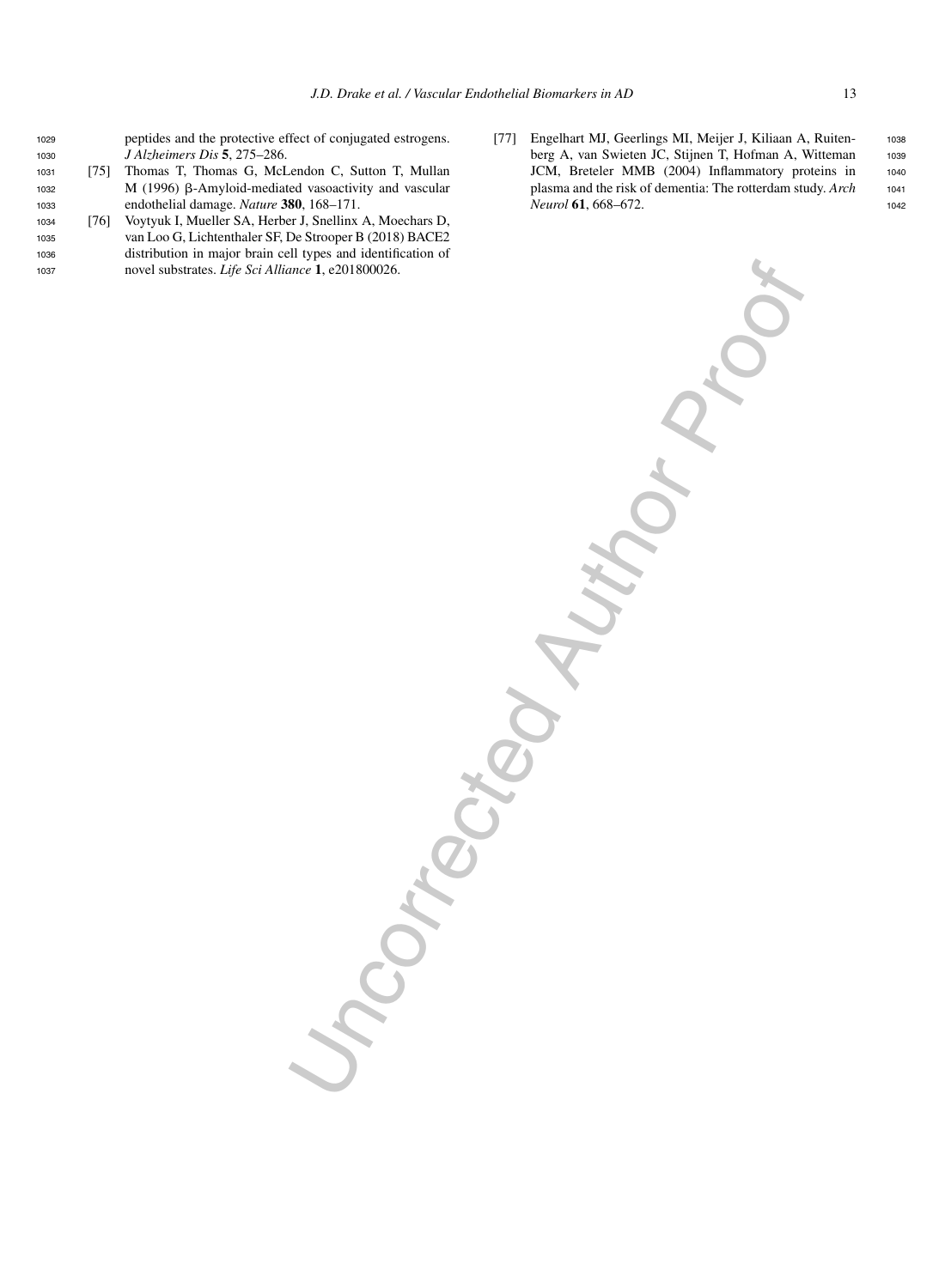peptides and the protective effect of conjugated estrogens. *J Alzheimers Dis* **5**, 275–286.

[75] Thomas T, Thomas G, McLendon C, Sutton T, Mullan M (1996) β-Amyloid-mediated vasoactivity and vascular endothelial damage. *Nature* **380**, 168–171.

[76] Voytyuk I, Mueller SA, Herber J, Snellinx A, Moechars D, van Loo G, Lichtenthaler SF, De Strooper B (2018) BACE2 distribution in major brain cell types and identification of novel substrates. *Life Sci Alliance* **1**, e201800026.

[77] Engelhart MJ, Geerlings MI, Meijer J, Kiliaan A, Ruitenberg A, van Swieten JC, Stijnen T, Hofman A, Witteman JCM, Breteler MMB (2004) Inflammatory proteins in plasma and the risk of dementia: The rotterdam study. *Arch Neurol* **61**, 668–672.